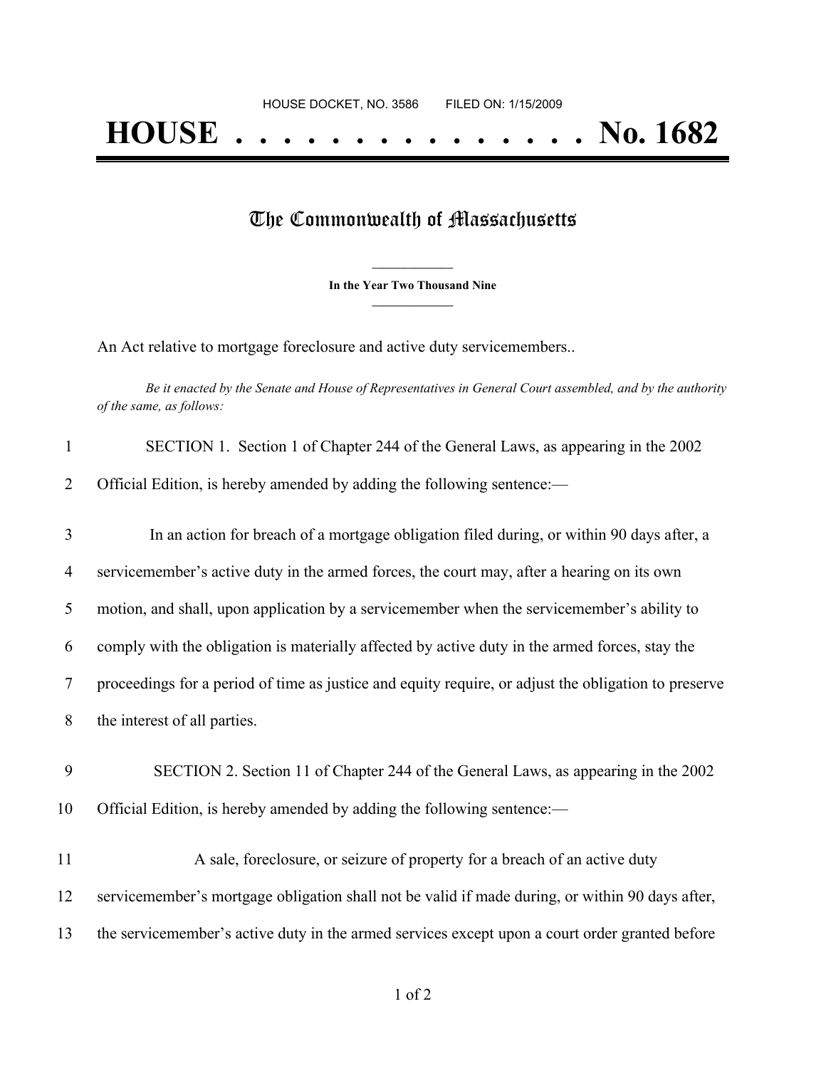HOUSE DOCKET, NO. 3586        FILED ON: 1/15/2009

# HOUSE . . . . . . . . . . . . . . . No. 1682

## The Commonwealth of Massachusetts

**In the Year Two Thousand Nine**

An Act relative to mortgage foreclosure and active duty servicemembers..

*Be it enacted by the Senate and House of Representatives in General Court assembled, and by the authority of the same, as follows:*

1 SECTION 1. Section 1 of Chapter 244 of the General Laws, as appearing in the 2002
2 Official Edition, is hereby amended by adding the following sentence:—

3 In an action for breach of a mortgage obligation filed during, or within 90 days after, a
4 servicemember's active duty in the armed forces, the court may, after a hearing on its own
5 motion, and shall, upon application by a servicemember when the servicemember's ability to
6 comply with the obligation is materially affected by active duty in the armed forces, stay the
7 proceedings for a period of time as justice and equity require, or adjust the obligation to preserve
8 the interest of all parties.

9 SECTION 2. Section 11 of Chapter 244 of the General Laws, as appearing in the 2002
10 Official Edition, is hereby amended by adding the following sentence:—

11 A sale, foreclosure, or seizure of property for a breach of an active duty
12 servicemember's mortgage obligation shall not be valid if made during, or within 90 days after,
13 the servicemember's active duty in the armed services except upon a court order granted before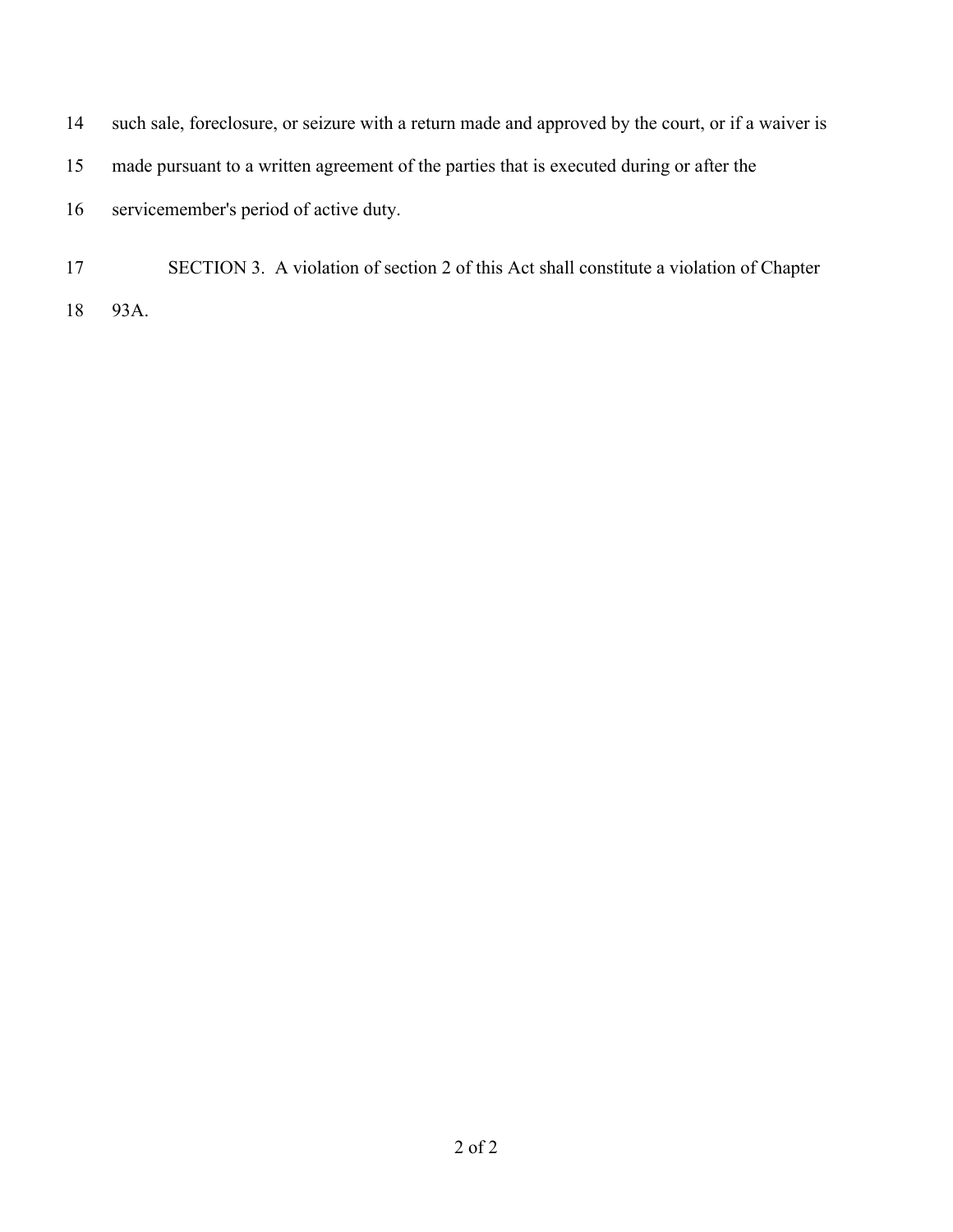such sale, foreclosure, or seizure with a return made and approved by the court, or if a waiver is made pursuant to a written agreement of the parties that is executed during or after the servicemember's period of active duty.

SECTION 3. A violation of section 2 of this Act shall constitute a violation of Chapter 93A.